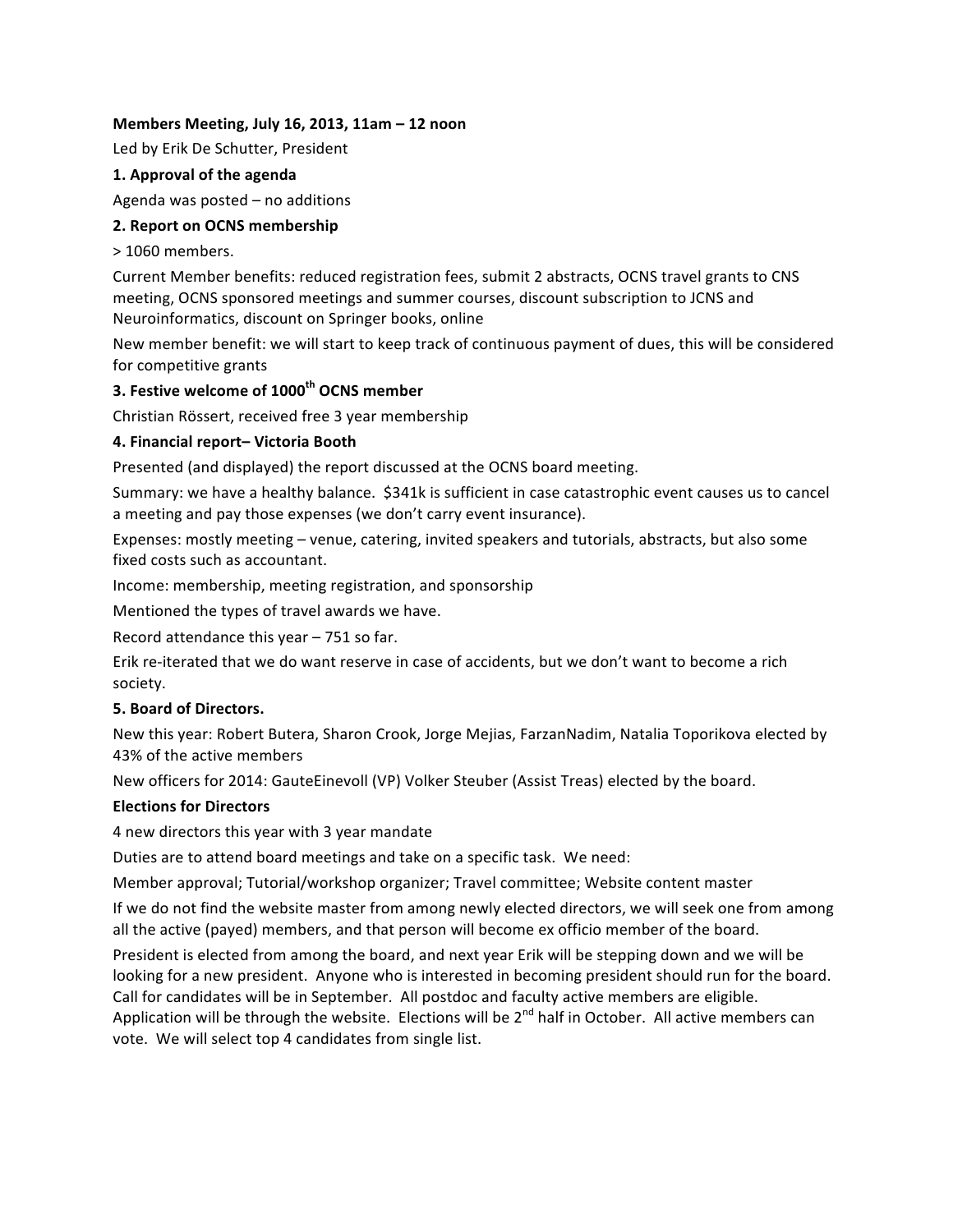**Members Meeting, July 16, 2013, 11am – 12 noon**

Led by Erik De Schutter, President

**1. Approval of the agenda**

Agenda was posted – no additions

**2. Report on OCNS membership**

> 1060 members.

Current Member benefits: reduced registration fees, submit 2 abstracts, OCNS travel grants to CNS meeting, OCNS sponsored meetings and summer courses, discount subscription to JCNS and Neuroinformatics, discount on Springer books, online

New member benefit: we will start to keep track of continuous payment of dues, this will be considered for competitive grants

**3. Festive welcome of 1000th OCNS member**

Christian Rössert, received free 3 year membership

**4. Financial report– Victoria Booth**

Presented (and displayed) the report discussed at the OCNS board meeting.

Summary: we have a healthy balance. $341k is sufficient in case catastrophic event causes us to cancel a meeting and pay those expenses (we don't carry event insurance).

Expenses: mostly meeting – venue, catering, invited speakers and tutorials, abstracts, but also some fixed costs such as accountant.

Income: membership, meeting registration, and sponsorship

Mentioned the types of travel awards we have.

Record attendance this year – 751 so far.

Erik re-iterated that we do want reserve in case of accidents, but we don't want to become a rich society.

**5. Board of Directors.**

New this year: Robert Butera, Sharon Crook, Jorge Mejias, FarzanNadim, Natalia Toporikova elected by 43% of the active members

New officers for 2014: GauteEinevoll (VP) Volker Steuber (Assist Treas) elected by the board.

**Elections for Directors**

4 new directors this year with 3 year mandate

Duties are to attend board meetings and take on a specific task. We need:

Member approval; Tutorial/workshop organizer; Travel committee; Website content master

If we do not find the website master from among newly elected directors, we will seek one from among all the active (payed) members, and that person will become ex officio member of the board.

President is elected from among the board, and next year Erik will be stepping down and we will be looking for a new president. Anyone who is interested in becoming president should run for the board. Call for candidates will be in September. All postdoc and faculty active members are eligible. Application will be through the website. Elections will be 2nd half in October. All active members can vote. We will select top 4 candidates from single list.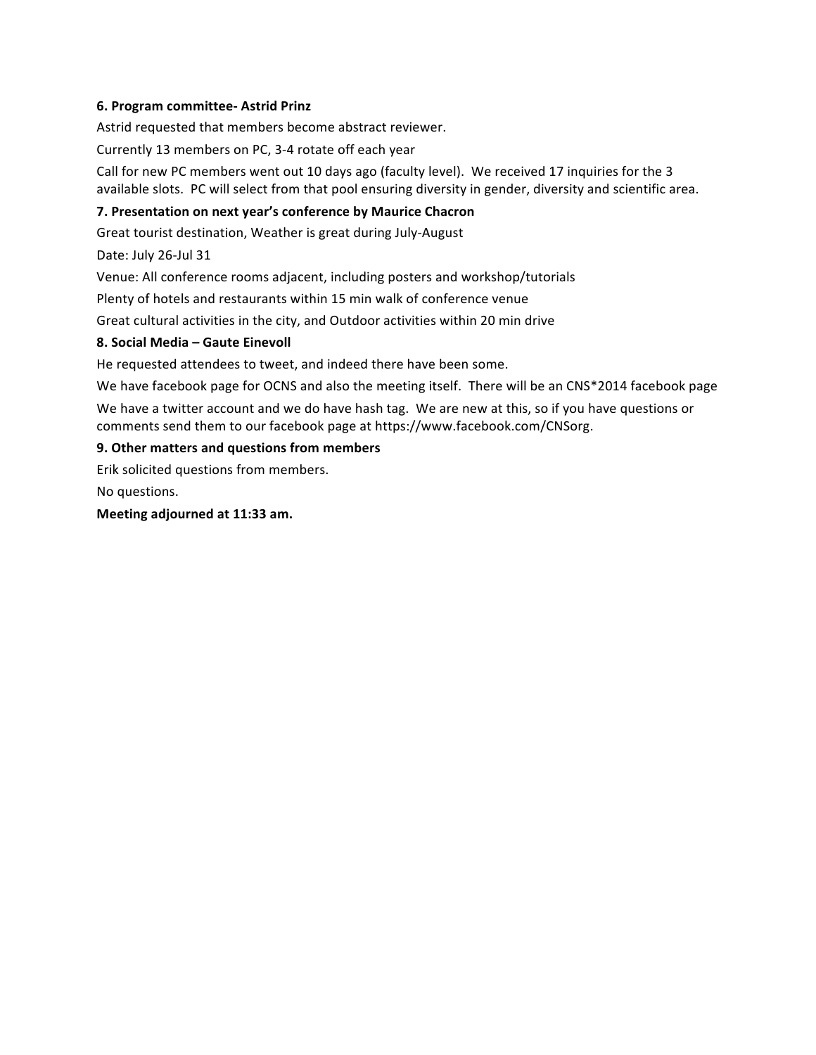**6. Program committee- Astrid Prinz**

Astrid requested that members become abstract reviewer.

Currently 13 members on PC, 3-4 rotate off each year

Call for new PC members went out 10 days ago (faculty level). We received 17 inquiries for the 3 available slots. PC will select from that pool ensuring diversity in gender, diversity and scientific area.

**7. Presentation on next year's conference by Maurice Chacron**

Great tourist destination, Weather is great during July-August

Date: July 26-Jul 31

Venue: All conference rooms adjacent, including posters and workshop/tutorials

Plenty of hotels and restaurants within 15 min walk of conference venue

Great cultural activities in the city, and Outdoor activities within 20 min drive

**8. Social Media – Gaute Einevoll**

He requested attendees to tweet, and indeed there have been some.

We have facebook page for OCNS and also the meeting itself. There will be an CNS*2014 facebook page

We have a twitter account and we do have hash tag. We are new at this, so if you have questions or comments send them to our facebook page at https://www.facebook.com/CNSorg.

**9. Other matters and questions from members**

Erik solicited questions from members.

No questions.

**Meeting adjourned at 11:33 am.**